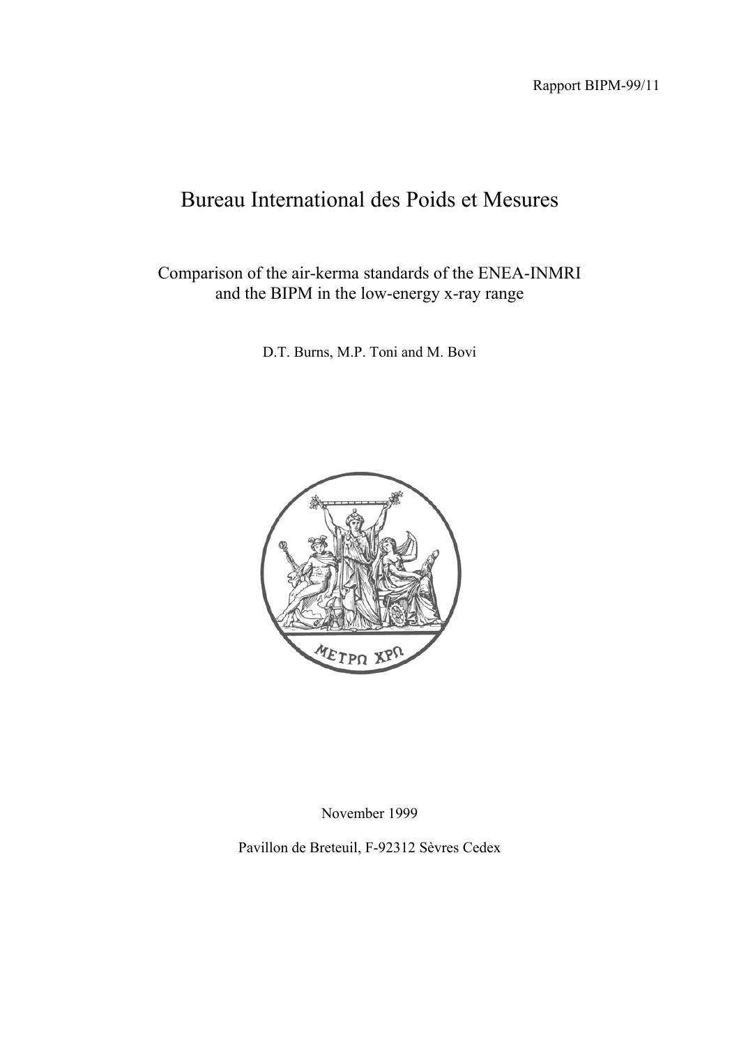Rapport BIPM-99/11

# Bureau International des Poids et Mesures

## Comparison of the air-kerma standards of the ENEA-INMRI and the BIPM in the low-energy x-ray range

D.T. Burns, M.P. Toni and M. Bovi

November 1999

Pavillon de Breteuil, F-92312 Sèvres Cedex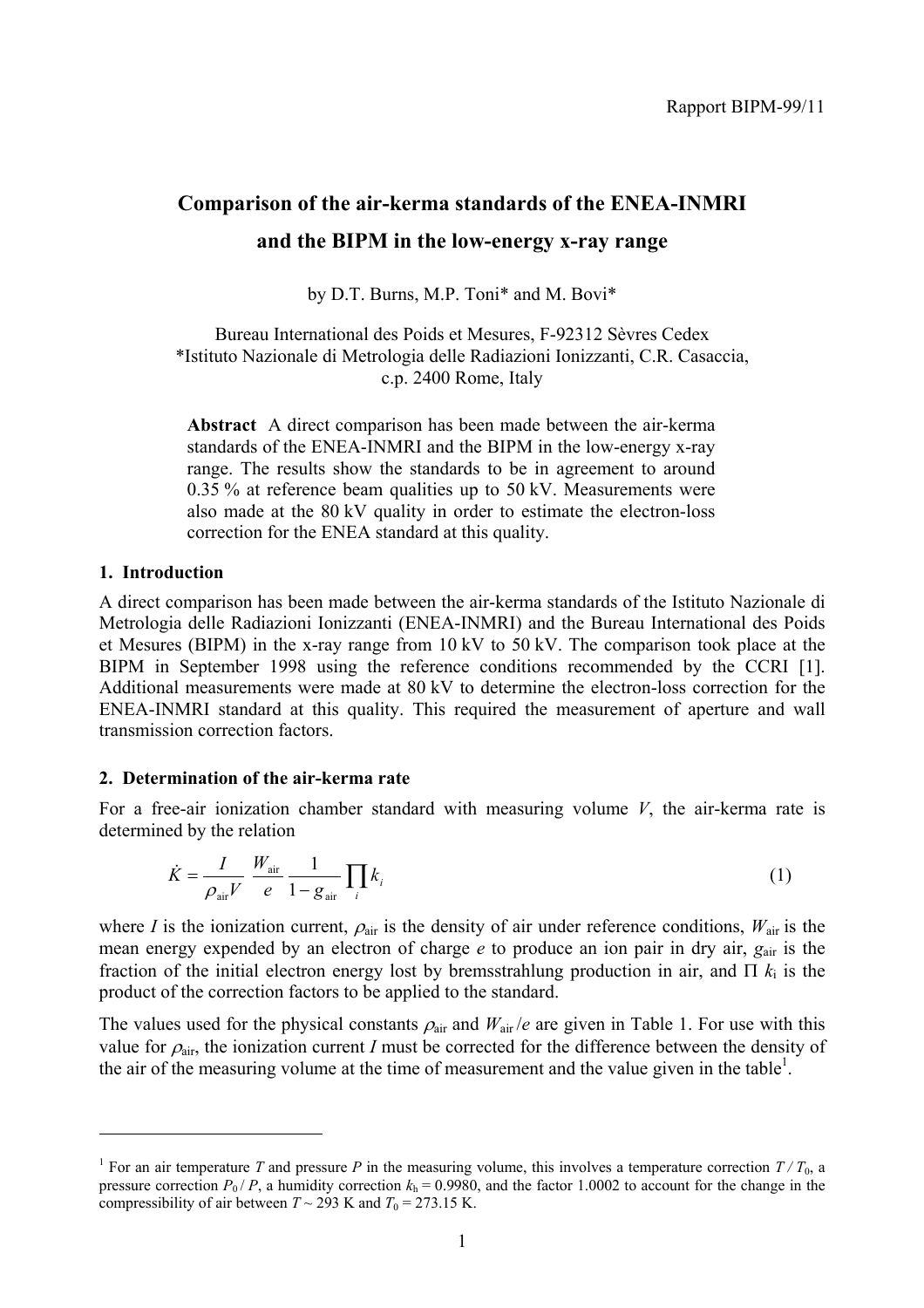Rapport BIPM-99/11

# Comparison of the air-kerma standards of the ENEA-INMRI and the BIPM in the low-energy x-ray range

by D.T. Burns, M.P. Toni* and M. Bovi*

Bureau International des Poids et Mesures, F-92312 Sèvres Cedex
*Istituto Nazionale di Metrologia delle Radiazioni Ionizzanti, C.R. Casaccia, c.p. 2400 Rome, Italy

**Abstract** A direct comparison has been made between the air-kerma standards of the ENEA-INMRI and the BIPM in the low-energy x-ray range. The results show the standards to be in agreement to around 0.35 % at reference beam qualities up to 50 kV. Measurements were also made at the 80 kV quality in order to estimate the electron-loss correction for the ENEA standard at this quality.

## 1. Introduction

A direct comparison has been made between the air-kerma standards of the Istituto Nazionale di Metrologia delle Radiazioni Ionizzanti (ENEA-INMRI) and the Bureau International des Poids et Mesures (BIPM) in the x-ray range from 10 kV to 50 kV. The comparison took place at the BIPM in September 1998 using the reference conditions recommended by the CCRI [1]. Additional measurements were made at 80 kV to determine the electron-loss correction for the ENEA-INMRI standard at this quality. This required the measurement of aperture and wall transmission correction factors.

## 2. Determination of the air-kerma rate

For a free-air ionization chamber standard with measuring volume $V$, the air-kerma rate is determined by the relation

$$\dot{K} = \frac{I}{\rho_{\text{air}} V} \frac{W_{\text{air}}}{e} \frac{1}{1 - g_{\text{air}}} \prod_i k_i \tag{1}$$

where $I$ is the ionization current, $\rho_{\text{air}}$ is the density of air under reference conditions, $W_{\text{air}}$ is the mean energy expended by an electron of charge $e$ to produce an ion pair in dry air, $g_{\text{air}}$ is the fraction of the initial electron energy lost by bremsstrahlung production in air, and $\Pi\ k_i$ is the product of the correction factors to be applied to the standard.

The values used for the physical constants $\rho_{\text{air}}$ and $W_{\text{air}}/e$ are given in Table 1. For use with this value for $\rho_{\text{air}}$, the ionization current $I$ must be corrected for the difference between the density of the air of the measuring volume at the time of measurement and the value given in the table[1].

---

[1] For an air temperature $T$ and pressure $P$ in the measuring volume, this involves a temperature correction $T / T_0$, a pressure correction $P_0 / P$, a humidity correction $k_h = 0.9980$, and the factor 1.0002 to account for the change in the compressibility of air between $T \sim 293$ K and $T_0 = 273.15$ K.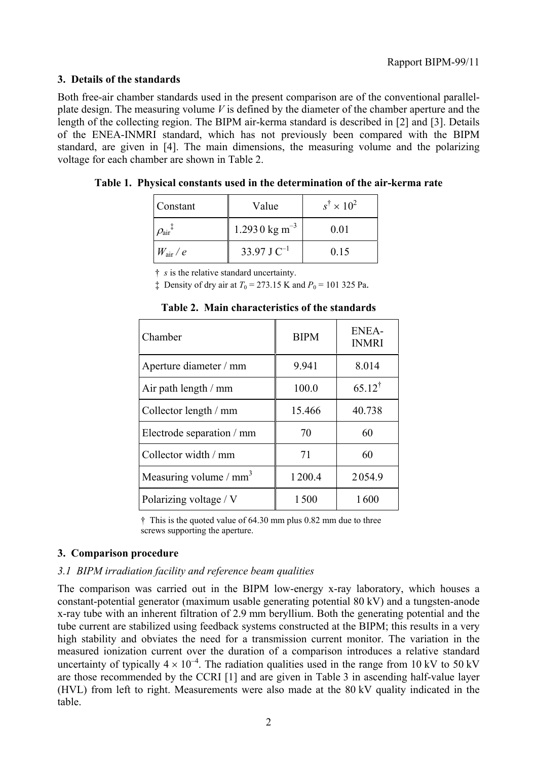## 3. Details of the standards

Both free-air chamber standards used in the present comparison are of the conventional parallel-plate design. The measuring volume $V$ is defined by the diameter of the chamber aperture and the length of the collecting region. The BIPM air-kerma standard is described in [2] and [3]. Details of the ENEA-INMRI standard, which has not previously been compared with the BIPM standard, are given in [4]. The main dimensions, the measuring volume and the polarizing voltage for each chamber are shown in Table 2.

**Table 1. Physical constants used in the determination of the air-kerma rate**

| Constant | Value | $s^{\dagger} \times 10^2$ |
|---|---|---|
| $\rho_{air}^{\ddagger}$ | 1.293 0 kg m$^{-3}$ | 0.01 |
| $W_{air} / e$ | 33.97 J C$^{-1}$ | 0.15 |

† $s$ is the relative standard uncertainty.

‡ Density of dry air at $T_0$ = 273.15 K and $P_0$ = 101 325 Pa.

**Table 2. Main characteristics of the standards**

| Chamber | BIPM | ENEA-INMRI |
|---|---|---|
| Aperture diameter / mm | 9.941 | 8.014 |
| Air path length / mm | 100.0 | 65.12$^{\dagger}$ |
| Collector length / mm | 15.466 | 40.738 |
| Electrode separation / mm | 70 | 60 |
| Collector width / mm | 71 | 60 |
| Measuring volume / mm$^3$ | 1 200.4 | 2 054.9 |
| Polarizing voltage / V | 1 500 | 1 600 |

† This is the quoted value of 64.30 mm plus 0.82 mm due to three screws supporting the aperture.

## 3. Comparison procedure

### *3.1 BIPM irradiation facility and reference beam qualities*

The comparison was carried out in the BIPM low-energy x-ray laboratory, which houses a constant-potential generator (maximum usable generating potential 80 kV) and a tungsten-anode x-ray tube with an inherent filtration of 2.9 mm beryllium. Both the generating potential and the tube current are stabilized using feedback systems constructed at the BIPM; this results in a very high stability and obviates the need for a transmission current monitor. The variation in the measured ionization current over the duration of a comparison introduces a relative standard uncertainty of typically $4 \times 10^{-4}$. The radiation qualities used in the range from 10 kV to 50 kV are those recommended by the CCRI [1] and are given in Table 3 in ascending half-value layer (HVL) from left to right. Measurements were also made at the 80 kV quality indicated in the table.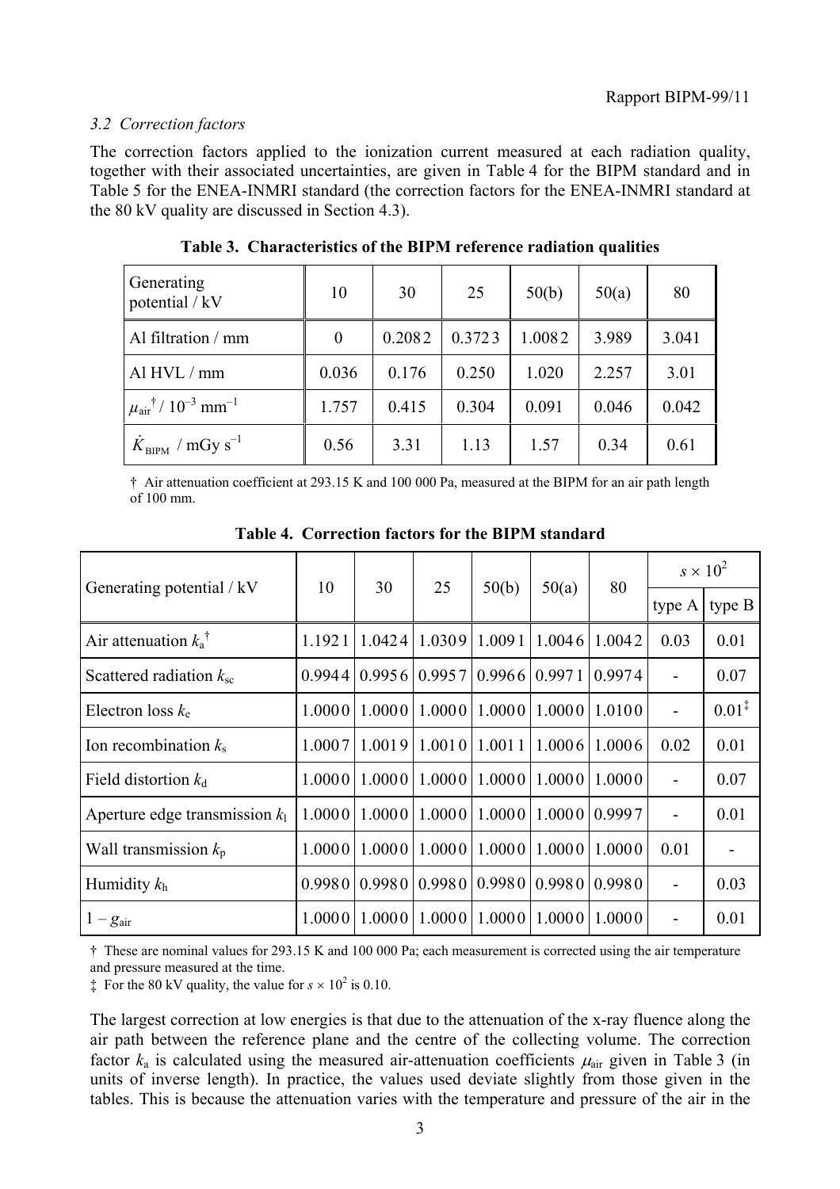### *3.2 Correction factors*

The correction factors applied to the ionization current measured at each radiation quality, together with their associated uncertainties, are given in Table 4 for the BIPM standard and in Table 5 for the ENEA-INMRI standard (the correction factors for the ENEA-INMRI standard at the 80 kV quality are discussed in Section 4.3).

**Table 3. Characteristics of the BIPM reference radiation qualities**

| Generating potential / kV | 10 | 30 | 25 | 50(b) | 50(a) | 80 |
|---|---|---|---|---|---|---|
| Al filtration / mm | 0 | 0.2082 | 0.3723 | 1.0082 | 3.989 | 3.041 |
| Al HVL / mm | 0.036 | 0.176 | 0.250 | 1.020 | 2.257 | 3.01 |
| $\mu_{\mathrm{air}}{}^{\dagger}$ / $10^{-3}$ mm$^{-1}$ | 1.757 | 0.415 | 0.304 | 0.091 | 0.046 | 0.042 |
| $\dot{K}_{\mathrm{BIPM}}$ / mGy s$^{-1}$ | 0.56 | 3.31 | 1.13 | 1.57 | 0.34 | 0.61 |

† Air attenuation coefficient at 293.15 K and 100 000 Pa, measured at the BIPM for an air path length of 100 mm.

**Table 4. Correction factors for the BIPM standard**

| Generating potential / kV | 10 | 30 | 25 | 50(b) | 50(a) | 80 | $s \times 10^2$ | |
|---|---|---|---|---|---|---|---|---|
| | | | | | | | type A | type B |
| Air attenuation $k_{\mathrm{a}}{}^{\dagger}$ | 1.1921 | 1.0424 | 1.0309 | 1.0091 | 1.0046 | 1.0042 | 0.03 | 0.01 |
| Scattered radiation $k_{\mathrm{sc}}$ | 0.9944 | 0.9956 | 0.9957 | 0.9966 | 0.9971 | 0.9974 | - | 0.07 |
| Electron loss $k_{\mathrm{e}}$ | 1.0000 | 1.0000 | 1.0000 | 1.0000 | 1.0000 | 1.0100 | - | 0.01‡ |
| Ion recombination $k_{\mathrm{s}}$ | 1.0007 | 1.0019 | 1.0010 | 1.0011 | 1.0006 | 1.0006 | 0.02 | 0.01 |
| Field distortion $k_{\mathrm{d}}$ | 1.0000 | 1.0000 | 1.0000 | 1.0000 | 1.0000 | 1.0000 | - | 0.07 |
| Aperture edge transmission $k_{\mathrm{l}}$ | 1.0000 | 1.0000 | 1.0000 | 1.0000 | 1.0000 | 0.9997 | - | 0.01 |
| Wall transmission $k_{\mathrm{p}}$ | 1.0000 | 1.0000 | 1.0000 | 1.0000 | 1.0000 | 1.0000 | 0.01 | - |
| Humidity $k_{\mathrm{h}}$ | 0.9980 | 0.9980 | 0.9980 | 0.9980 | 0.9980 | 0.9980 | - | 0.03 |
| $1 - g_{\mathrm{air}}$ | 1.0000 | 1.0000 | 1.0000 | 1.0000 | 1.0000 | 1.0000 | - | 0.01 |

† These are nominal values for 293.15 K and 100 000 Pa; each measurement is corrected using the air temperature and pressure measured at the time.

‡ For the 80 kV quality, the value for $s \times 10^2$ is 0.10.

The largest correction at low energies is that due to the attenuation of the x-ray fluence along the air path between the reference plane and the centre of the collecting volume. The correction factor $k_{\mathrm{a}}$ is calculated using the measured air-attenuation coefficients $\mu_{\mathrm{air}}$ given in Table 3 (in units of inverse length). In practice, the values used deviate slightly from those given in the tables. This is because the attenuation varies with the temperature and pressure of the air in the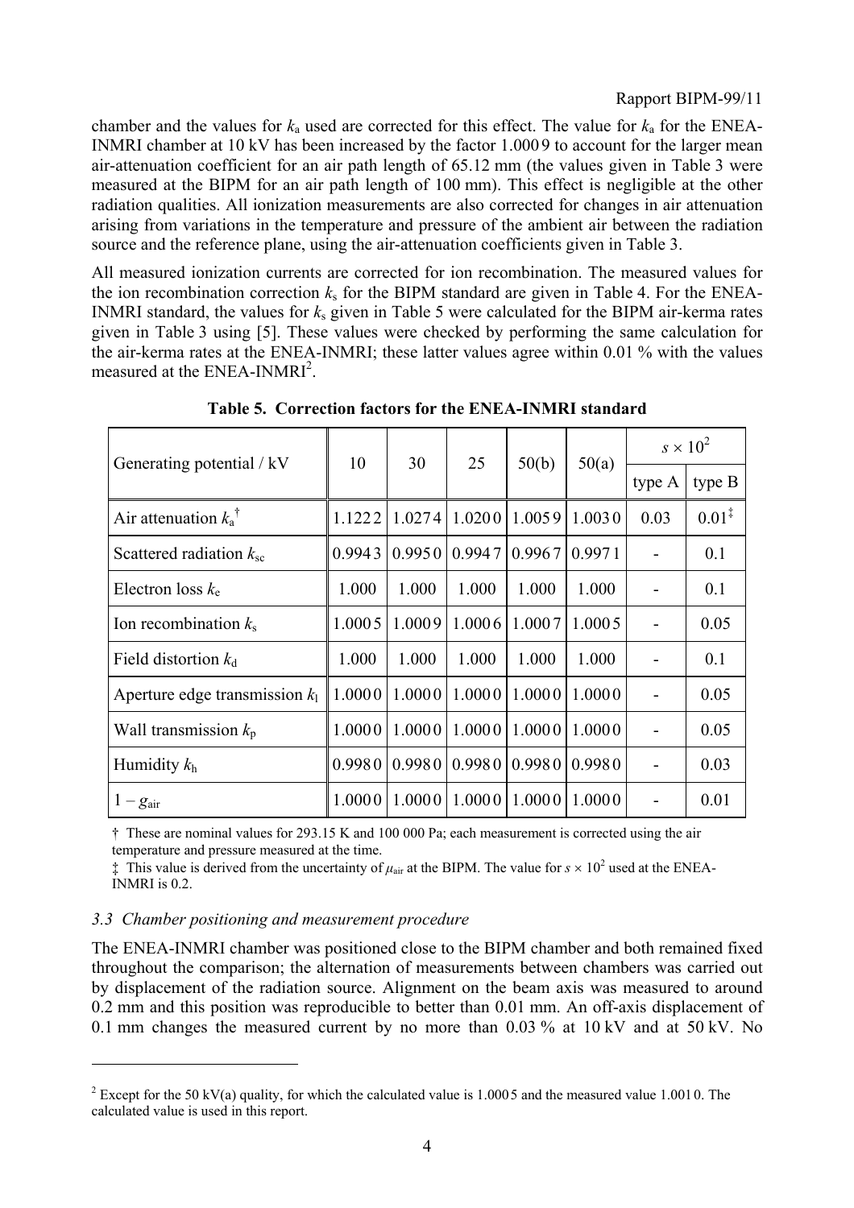chamber and the values for $k_a$ used are corrected for this effect. The value for $k_a$ for the ENEA-INMRI chamber at 10 kV has been increased by the factor 1.0009 to account for the larger mean air-attenuation coefficient for an air path length of 65.12 mm (the values given in Table 3 were measured at the BIPM for an air path length of 100 mm). This effect is negligible at the other radiation qualities. All ionization measurements are also corrected for changes in air attenuation arising from variations in the temperature and pressure of the ambient air between the radiation source and the reference plane, using the air-attenuation coefficients given in Table 3.

All measured ionization currents are corrected for ion recombination. The measured values for the ion recombination correction $k_s$ for the BIPM standard are given in Table 4. For the ENEA-INMRI standard, the values for $k_s$ given in Table 5 were calculated for the BIPM air-kerma rates given in Table 3 using [5]. These values were checked by performing the same calculation for the air-kerma rates at the ENEA-INMRI; these latter values agree within 0.01 % with the values measured at the ENEA-INMRI[2].

**Table 5. Correction factors for the ENEA-INMRI standard**

| Generating potential / kV | 10 | 30 | 25 | 50(b) | 50(a) | $s \times 10^2$ | |
|---|---|---|---|---|---|---|---|
| | | | | | | type A | type B |
| Air attenuation $k_a$ † | 1.1222 | 1.0274 | 1.0200 | 1.0059 | 1.0030 | 0.03 | 0.01 ‡ |
| Scattered radiation $k_{sc}$ | 0.9943 | 0.9950 | 0.9947 | 0.9967 | 0.9971 | - | 0.1 |
| Electron loss $k_e$ | 1.000 | 1.000 | 1.000 | 1.000 | 1.000 | - | 0.1 |
| Ion recombination $k_s$ | 1.0005 | 1.0009 | 1.0006 | 1.0007 | 1.0005 | - | 0.05 |
| Field distortion $k_d$ | 1.000 | 1.000 | 1.000 | 1.000 | 1.000 | - | 0.1 |
| Aperture edge transmission $k_l$ | 1.0000 | 1.0000 | 1.0000 | 1.0000 | 1.0000 | - | 0.05 |
| Wall transmission $k_p$ | 1.0000 | 1.0000 | 1.0000 | 1.0000 | 1.0000 | - | 0.05 |
| Humidity $k_h$ | 0.9980 | 0.9980 | 0.9980 | 0.9980 | 0.9980 | - | 0.03 |
| $1 - g_{air}$ | 1.0000 | 1.0000 | 1.0000 | 1.0000 | 1.0000 | - | 0.01 |

† These are nominal values for 293.15 K and 100 000 Pa; each measurement is corrected using the air temperature and pressure measured at the time.

‡ This value is derived from the uncertainty of $\mu_{air}$ at the BIPM. The value for $s \times 10^2$ used at the ENEA-INMRI is 0.2.

### *3.3 Chamber positioning and measurement procedure*

The ENEA-INMRI chamber was positioned close to the BIPM chamber and both remained fixed throughout the comparison; the alternation of measurements between chambers was carried out by displacement of the radiation source. Alignment on the beam axis was measured to around 0.2 mm and this position was reproducible to better than 0.01 mm. An off-axis displacement of 0.1 mm changes the measured current by no more than 0.03 % at 10 kV and at 50 kV. No

[2] Except for the 50 kV(a) quality, for which the calculated value is 1.0005 and the measured value 1.0010. The calculated value is used in this report.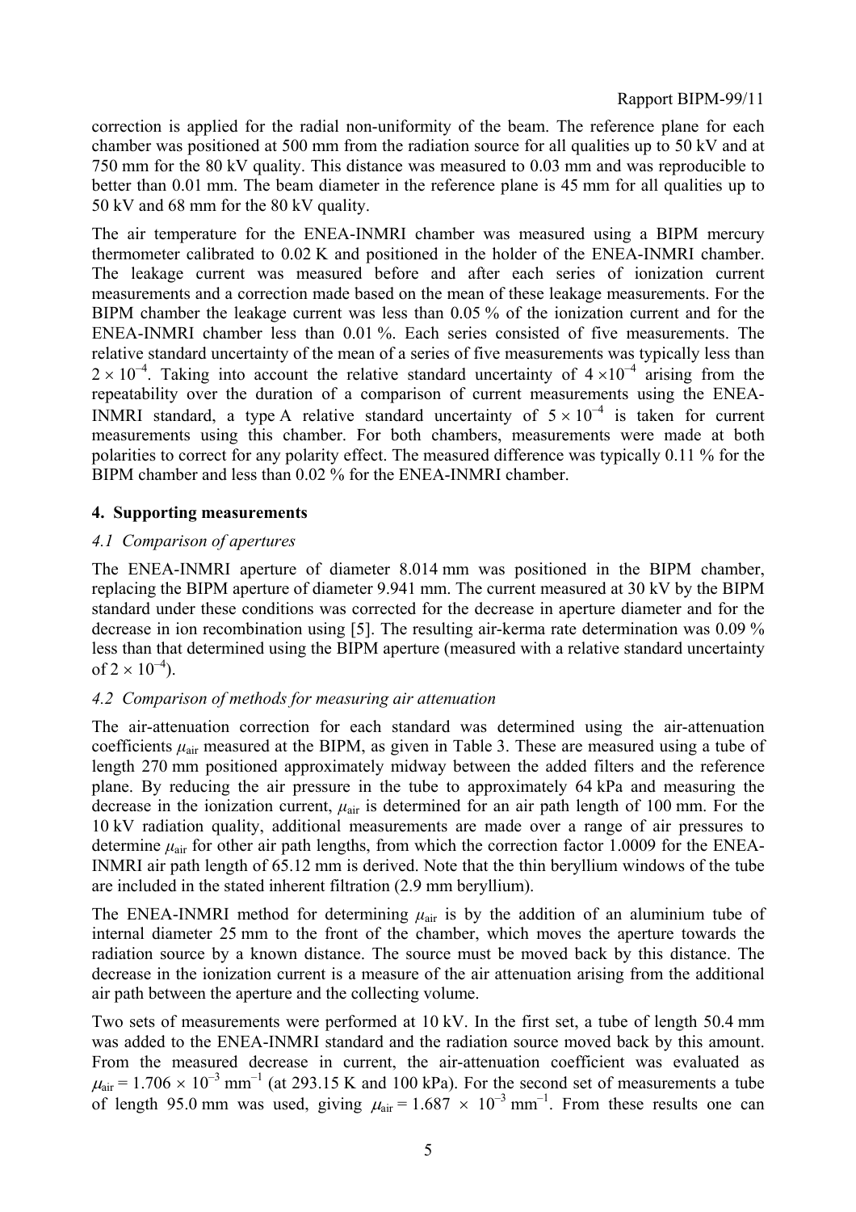correction is applied for the radial non-uniformity of the beam. The reference plane for each chamber was positioned at 500 mm from the radiation source for all qualities up to 50 kV and at 750 mm for the 80 kV quality. This distance was measured to 0.03 mm and was reproducible to better than 0.01 mm. The beam diameter in the reference plane is 45 mm for all qualities up to 50 kV and 68 mm for the 80 kV quality.

The air temperature for the ENEA-INMRI chamber was measured using a BIPM mercury thermometer calibrated to 0.02 K and positioned in the holder of the ENEA-INMRI chamber. The leakage current was measured before and after each series of ionization current measurements and a correction made based on the mean of these leakage measurements. For the BIPM chamber the leakage current was less than 0.05 % of the ionization current and for the ENEA-INMRI chamber less than 0.01 %. Each series consisted of five measurements. The relative standard uncertainty of the mean of a series of five measurements was typically less than $2 \times 10^{-4}$. Taking into account the relative standard uncertainty of $4 \times 10^{-4}$ arising from the repeatability over the duration of a comparison of current measurements using the ENEA-INMRI standard, a type A relative standard uncertainty of $5 \times 10^{-4}$ is taken for current measurements using this chamber. For both chambers, measurements were made at both polarities to correct for any polarity effect. The measured difference was typically 0.11 % for the BIPM chamber and less than 0.02 % for the ENEA-INMRI chamber.

## 4. Supporting measurements

### *4.1 Comparison of apertures*

The ENEA-INMRI aperture of diameter 8.014 mm was positioned in the BIPM chamber, replacing the BIPM aperture of diameter 9.941 mm. The current measured at 30 kV by the BIPM standard under these conditions was corrected for the decrease in aperture diameter and for the decrease in ion recombination using [5]. The resulting air-kerma rate determination was 0.09 % less than that determined using the BIPM aperture (measured with a relative standard uncertainty of $2 \times 10^{-4}$).

### *4.2 Comparison of methods for measuring air attenuation*

The air-attenuation correction for each standard was determined using the air-attenuation coefficients $\mu_{air}$ measured at the BIPM, as given in Table 3. These are measured using a tube of length 270 mm positioned approximately midway between the added filters and the reference plane. By reducing the air pressure in the tube to approximately 64 kPa and measuring the decrease in the ionization current, $\mu_{air}$ is determined for an air path length of 100 mm. For the 10 kV radiation quality, additional measurements are made over a range of air pressures to determine $\mu_{air}$ for other air path lengths, from which the correction factor 1.0009 for the ENEA-INMRI air path length of 65.12 mm is derived. Note that the thin beryllium windows of the tube are included in the stated inherent filtration (2.9 mm beryllium).

The ENEA-INMRI method for determining $\mu_{air}$ is by the addition of an aluminium tube of internal diameter 25 mm to the front of the chamber, which moves the aperture towards the radiation source by a known distance. The source must be moved back by this distance. The decrease in the ionization current is a measure of the air attenuation arising from the additional air path between the aperture and the collecting volume.

Two sets of measurements were performed at 10 kV. In the first set, a tube of length 50.4 mm was added to the ENEA-INMRI standard and the radiation source moved back by this amount. From the measured decrease in current, the air-attenuation coefficient was evaluated as $\mu_{air} = 1.706 \times 10^{-3}$ mm$^{-1}$ (at 293.15 K and 100 kPa). For the second set of measurements a tube of length 95.0 mm was used, giving $\mu_{air} = 1.687 \times 10^{-3}$ mm$^{-1}$. From these results one can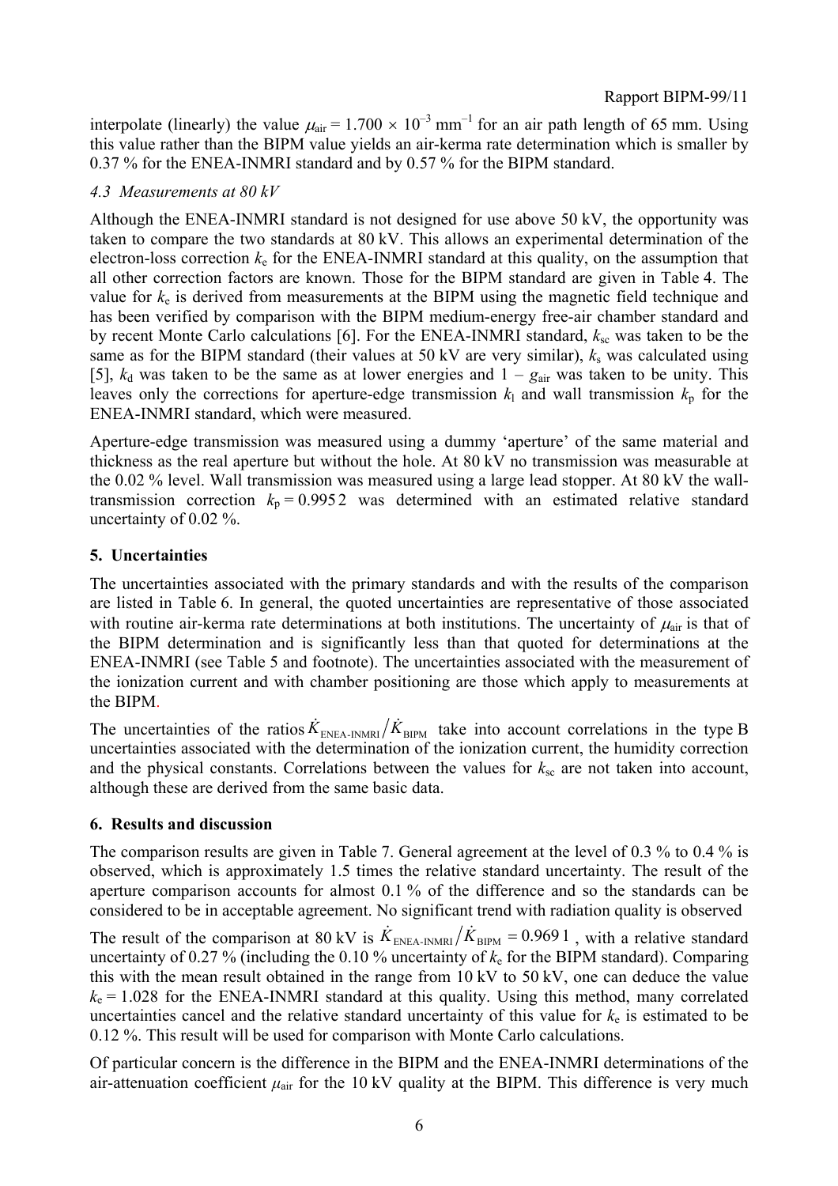interpolate (linearly) the value $\mu_{air} = 1.700 \times 10^{-3}$ mm$^{-1}$ for an air path length of 65 mm. Using this value rather than the BIPM value yields an air-kerma rate determination which is smaller by 0.37 % for the ENEA-INMRI standard and by 0.57 % for the BIPM standard.

*4.3 Measurements at 80 kV*

Although the ENEA-INMRI standard is not designed for use above 50 kV, the opportunity was taken to compare the two standards at 80 kV. This allows an experimental determination of the electron-loss correction $k_e$ for the ENEA-INMRI standard at this quality, on the assumption that all other correction factors are known. Those for the BIPM standard are given in Table 4. The value for $k_e$ is derived from measurements at the BIPM using the magnetic field technique and has been verified by comparison with the BIPM medium-energy free-air chamber standard and by recent Monte Carlo calculations [6]. For the ENEA-INMRI standard, $k_{sc}$ was taken to be the same as for the BIPM standard (their values at 50 kV are very similar), $k_s$ was calculated using [5], $k_d$ was taken to be the same as at lower energies and $1 - g_{air}$ was taken to be unity. This leaves only the corrections for aperture-edge transmission $k_l$ and wall transmission $k_p$ for the ENEA-INMRI standard, which were measured.

Aperture-edge transmission was measured using a dummy 'aperture' of the same material and thickness as the real aperture but without the hole. At 80 kV no transmission was measurable at the 0.02 % level. Wall transmission was measured using a large lead stopper. At 80 kV the wall-transmission correction $k_p = 0.9952$ was determined with an estimated relative standard uncertainty of 0.02 %.

## 5. Uncertainties

The uncertainties associated with the primary standards and with the results of the comparison are listed in Table 6. In general, the quoted uncertainties are representative of those associated with routine air-kerma rate determinations at both institutions. The uncertainty of $\mu_{air}$ is that of the BIPM determination and is significantly less than that quoted for determinations at the ENEA-INMRI (see Table 5 and footnote). The uncertainties associated with the measurement of the ionization current and with chamber positioning are those which apply to measurements at the BIPM.

The uncertainties of the ratios $\dot{K}_{\text{ENEA-INMRI}}/\dot{K}_{\text{BIPM}}$ take into account correlations in the type B uncertainties associated with the determination of the ionization current, the humidity correction and the physical constants. Correlations between the values for $k_{sc}$ are not taken into account, although these are derived from the same basic data.

## 6. Results and discussion

The comparison results are given in Table 7. General agreement at the level of 0.3 % to 0.4 % is observed, which is approximately 1.5 times the relative standard uncertainty. The result of the aperture comparison accounts for almost 0.1 % of the difference and so the standards can be considered to be in acceptable agreement. No significant trend with radiation quality is observed

The result of the comparison at 80 kV is $\dot{K}_{\text{ENEA-INMRI}}/\dot{K}_{\text{BIPM}} = 0.9691$, with a relative standard uncertainty of 0.27 % (including the 0.10 % uncertainty of $k_e$ for the BIPM standard). Comparing this with the mean result obtained in the range from 10 kV to 50 kV, one can deduce the value $k_e = 1.028$ for the ENEA-INMRI standard at this quality. Using this method, many correlated uncertainties cancel and the relative standard uncertainty of this value for $k_e$ is estimated to be 0.12 %. This result will be used for comparison with Monte Carlo calculations.

Of particular concern is the difference in the BIPM and the ENEA-INMRI determinations of the air-attenuation coefficient $\mu_{air}$ for the 10 kV quality at the BIPM. This difference is very much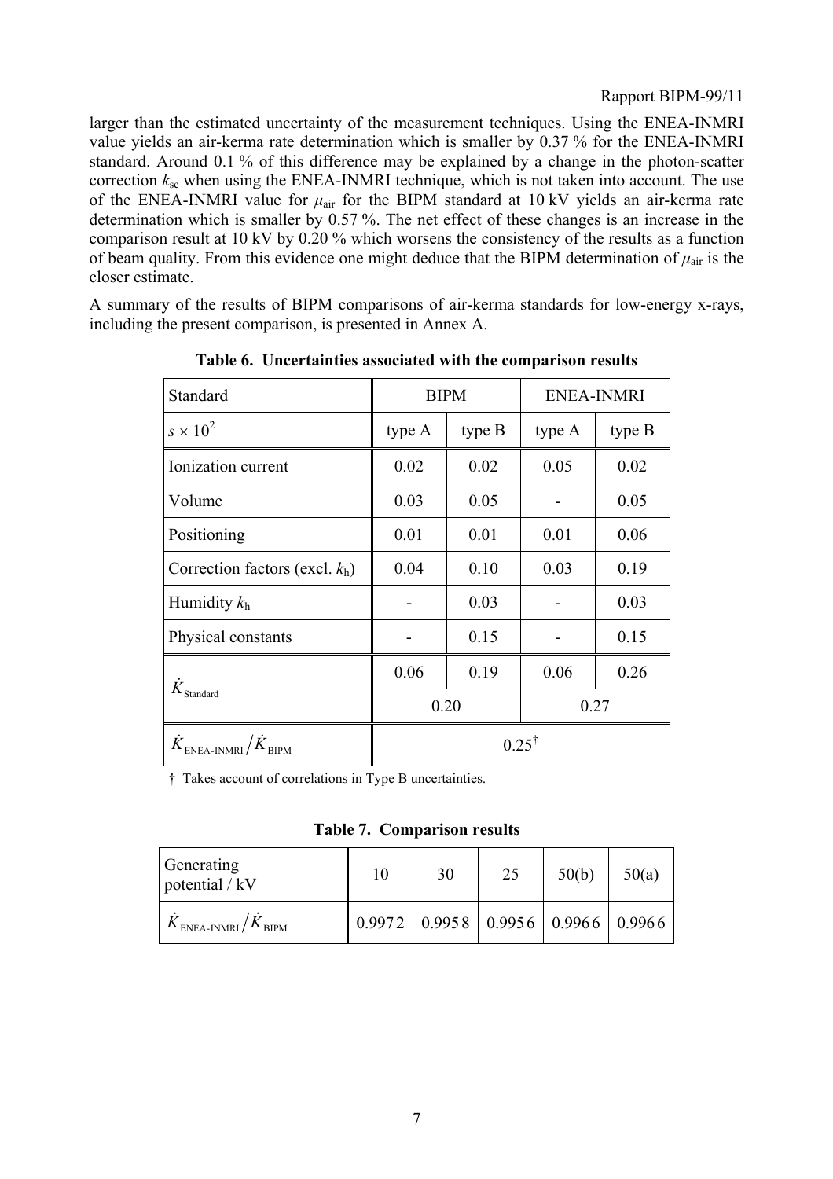larger than the estimated uncertainty of the measurement techniques. Using the ENEA-INMRI value yields an air-kerma rate determination which is smaller by 0.37 % for the ENEA-INMRI standard. Around 0.1 % of this difference may be explained by a change in the photon-scatter correction $k_{sc}$ when using the ENEA-INMRI technique, which is not taken into account. The use of the ENEA-INMRI value for $\mu_{air}$ for the BIPM standard at 10 kV yields an air-kerma rate determination which is smaller by 0.57 %. The net effect of these changes is an increase in the comparison result at 10 kV by 0.20 % which worsens the consistency of the results as a function of beam quality. From this evidence one might deduce that the BIPM determination of $\mu_{air}$ is the closer estimate.

A summary of the results of BIPM comparisons of air-kerma standards for low-energy x-rays, including the present comparison, is presented in Annex A.

**Table 6. Uncertainties associated with the comparison results**

| Standard | BIPM | | ENEA-INMRI | |
|---|---|---|---|---|
| $s \times 10^2$ | type A | type B | type A | type B |
| Ionization current | 0.02 | 0.02 | 0.05 | 0.02 |
| Volume | 0.03 | 0.05 | - | 0.05 |
| Positioning | 0.01 | 0.01 | 0.01 | 0.06 |
| Correction factors (excl. $k_h$) | 0.04 | 0.10 | 0.03 | 0.19 |
| Humidity $k_h$ | - | 0.03 | - | 0.03 |
| Physical constants | - | 0.15 | - | 0.15 |
| $\dot{K}_{\text{Standard}}$ | 0.06 | 0.19 | 0.06 | 0.26 |
| | 0.20 | | 0.27 | |
| $\dot{K}_{\text{ENEA-INMRI}} / \dot{K}_{\text{BIPM}}$ | 0.25† | | | |

† Takes account of correlations in Type B uncertainties.

**Table 7. Comparison results**

| Generating potential / kV | 10 | 30 | 25 | 50(b) | 50(a) |
|---|---|---|---|---|---|
| $\dot{K}_{\text{ENEA-INMRI}} / \dot{K}_{\text{BIPM}}$ | 0.9972 | 0.9958 | 0.9956 | 0.9966 | 0.9966 |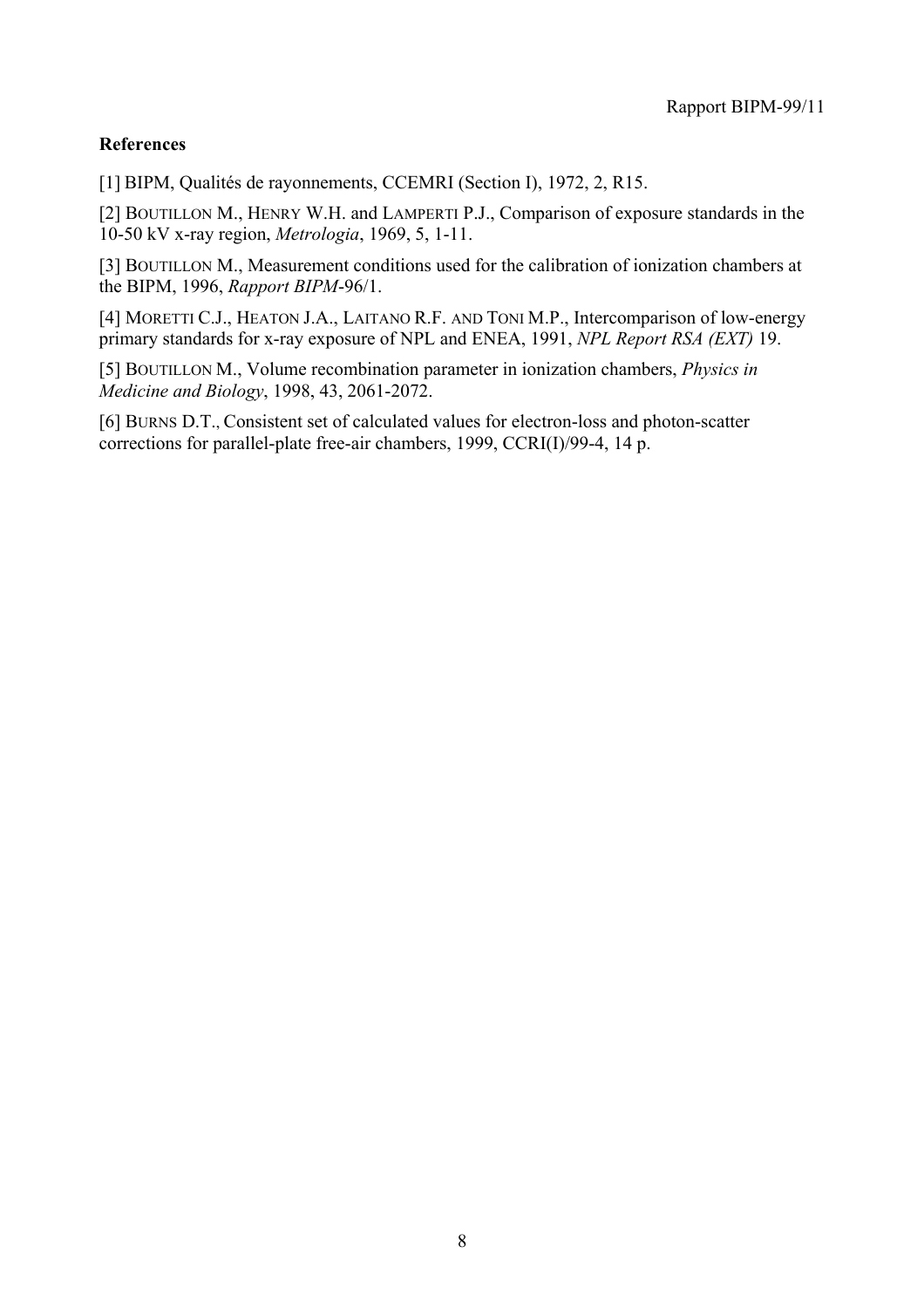**References**

[1] BIPM, Qualités de rayonnements, CCEMRI (Section I), 1972, 2, R15.

[2] BOUTILLON M., HENRY W.H. and LAMPERTI P.J., Comparison of exposure standards in the 10-50 kV x-ray region, *Metrologia*, 1969, 5, 1-11.

[3] BOUTILLON M., Measurement conditions used for the calibration of ionization chambers at the BIPM, 1996, *Rapport BIPM*-96/1.

[4] MORETTI C.J., HEATON J.A., LAITANO R.F. AND TONI M.P., Intercomparison of low-energy primary standards for x-ray exposure of NPL and ENEA, 1991, *NPL Report RSA (EXT)* 19.

[5] BOUTILLON M., Volume recombination parameter in ionization chambers, *Physics in Medicine and Biology*, 1998, 43, 2061-2072.

[6] BURNS D.T., Consistent set of calculated values for electron-loss and photon-scatter corrections for parallel-plate free-air chambers, 1999, CCRI(I)/99-4, 14 p.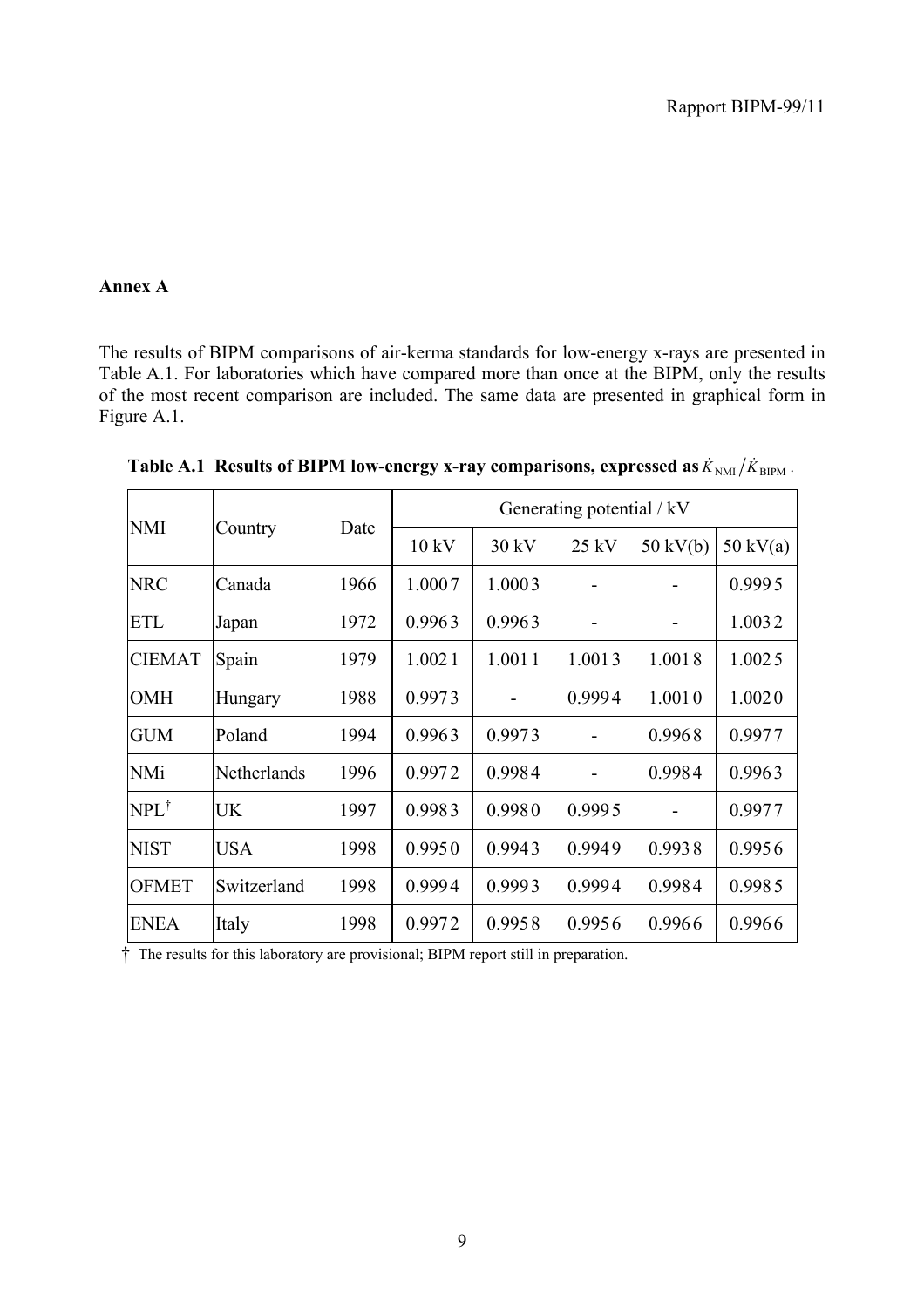**Annex A**

The results of BIPM comparisons of air-kerma standards for low-energy x-rays are presented in Table A.1. For laboratories which have compared more than once at the BIPM, only the results of the most recent comparison are included. The same data are presented in graphical form in Figure A.1.

**Table A.1 Results of BIPM low-energy x-ray comparisons, expressed as** $\dot{K}_{\mathrm{NMI}}/\dot{K}_{\mathrm{BIPM}}$ .

| NMI | Country | Date | Generating potential / kV | | | | |
|---|---|---|---|---|---|---|---|
| | | | 10 kV | 30 kV | 25 kV | 50 kV(b) | 50 kV(a) |
| NRC | Canada | 1966 | 1.0007 | 1.0003 | - | - | 0.9995 |
| ETL | Japan | 1972 | 0.9963 | 0.9963 | - | - | 1.0032 |
| CIEMAT | Spain | 1979 | 1.0021 | 1.0011 | 1.0013 | 1.0018 | 1.0025 |
| OMH | Hungary | 1988 | 0.9973 | - | 0.9994 | 1.0010 | 1.0020 |
| GUM | Poland | 1994 | 0.9963 | 0.9973 | - | 0.9968 | 0.9977 |
| NMi | Netherlands | 1996 | 0.9972 | 0.9984 | - | 0.9984 | 0.9963 |
| NPL† | UK | 1997 | 0.9983 | 0.9980 | 0.9995 | - | 0.9977 |
| NIST | USA | 1998 | 0.9950 | 0.9943 | 0.9949 | 0.9938 | 0.9956 |
| OFMET | Switzerland | 1998 | 0.9994 | 0.9993 | 0.9994 | 0.9984 | 0.9985 |
| ENEA | Italy | 1998 | 0.9972 | 0.9958 | 0.9956 | 0.9966 | 0.9966 |

† The results for this laboratory are provisional; BIPM report still in preparation.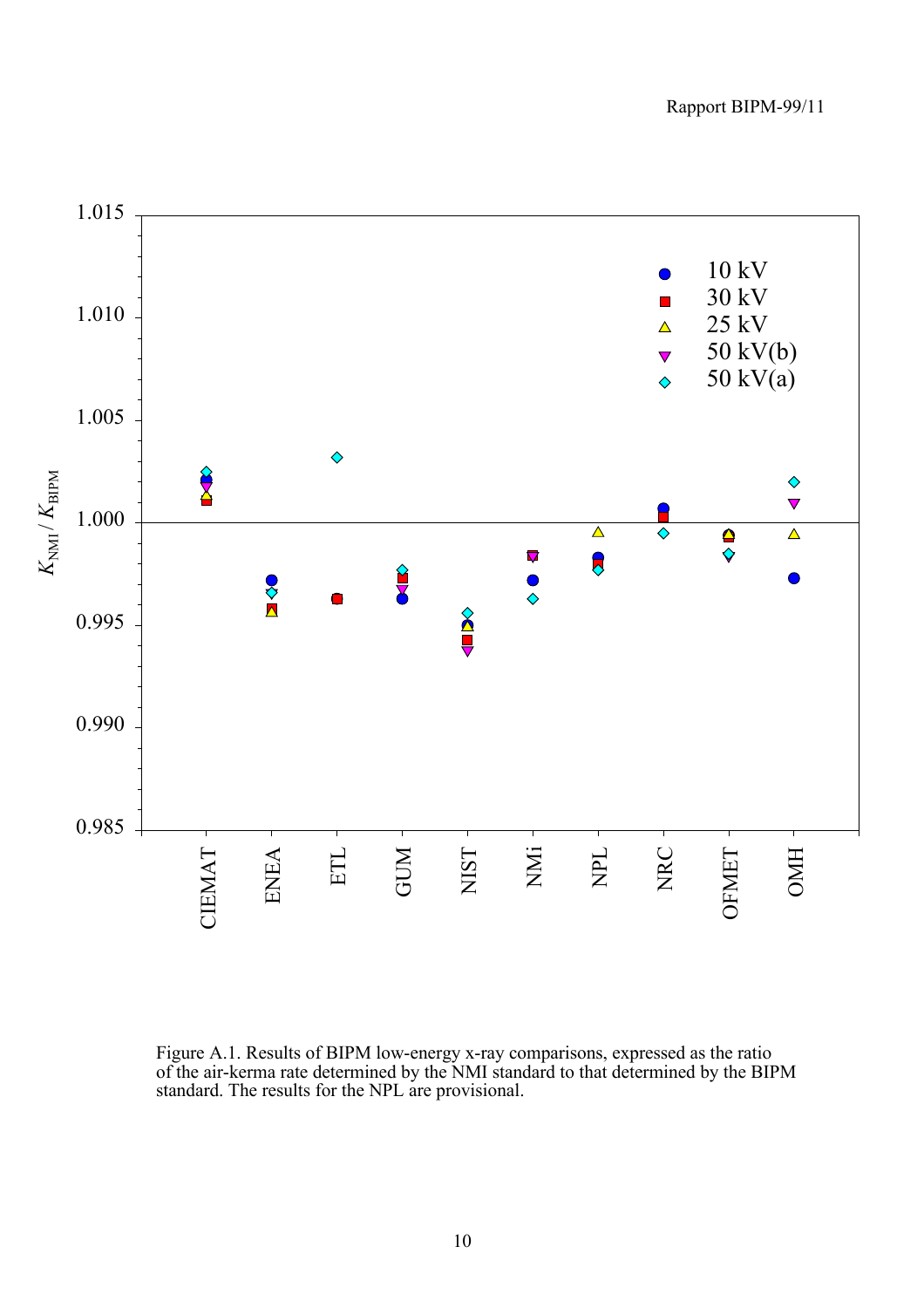1.015

1.010

1.005

1.000

0.995

0.990

0.985

$K_{NMI} / K_{BIPM}$

10 kV

30 kV

25 kV

50 kV(b)

50 kV(a)

CIEMAT

ENEA

ETL

GUM

NIST

NMi

NPL

NRC

OFMET

OMH

Figure A.1. Results of BIPM low-energy x-ray comparisons, expressed as the ratio of the air-kerma rate determined by the NMI standard to that determined by the BIPM standard. The results for the NPL are provisional.